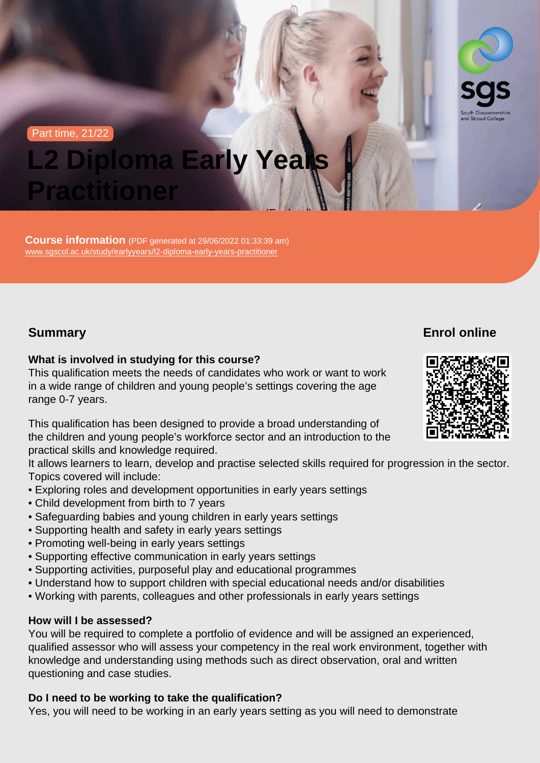Part time, 21/22

# L2 Diploma Early Years Practitioner

**Course information** (PDF generated at 29/06/2022 01:33:39 am)
www.sgscol.ac.uk/study/earlyyears/l2-diploma-early-years-practitioner

## Summary

### Enrol online

**What is involved in studying for this course?**
This qualification meets the needs of candidates who work or want to work in a wide range of children and young people's settings covering the age range 0-7 years.

This qualification has been designed to provide a broad understanding of the children and young people's workforce sector and an introduction to the practical skills and knowledge required.
It allows learners to learn, develop and practise selected skills required for progression in the sector.
Topics covered will include:

- Exploring roles and development opportunities in early years settings
- Child development from birth to 7 years
- Safeguarding babies and young children in early years settings
- Supporting health and safety in early years settings
- Promoting well-being in early years settings
- Supporting effective communication in early years settings
- Supporting activities, purposeful play and educational programmes
- Understand how to support children with special educational needs and/or disabilities
- Working with parents, colleagues and other professionals in early years settings

**How will I be assessed?**
You will be required to complete a portfolio of evidence and will be assigned an experienced, qualified assessor who will assess your competency in the real work environment, together with knowledge and understanding using methods such as direct observation, oral and written questioning and case studies.

**Do I need to be working to take the qualification?**
Yes, you will need to be working in an early years setting as you will need to demonstrate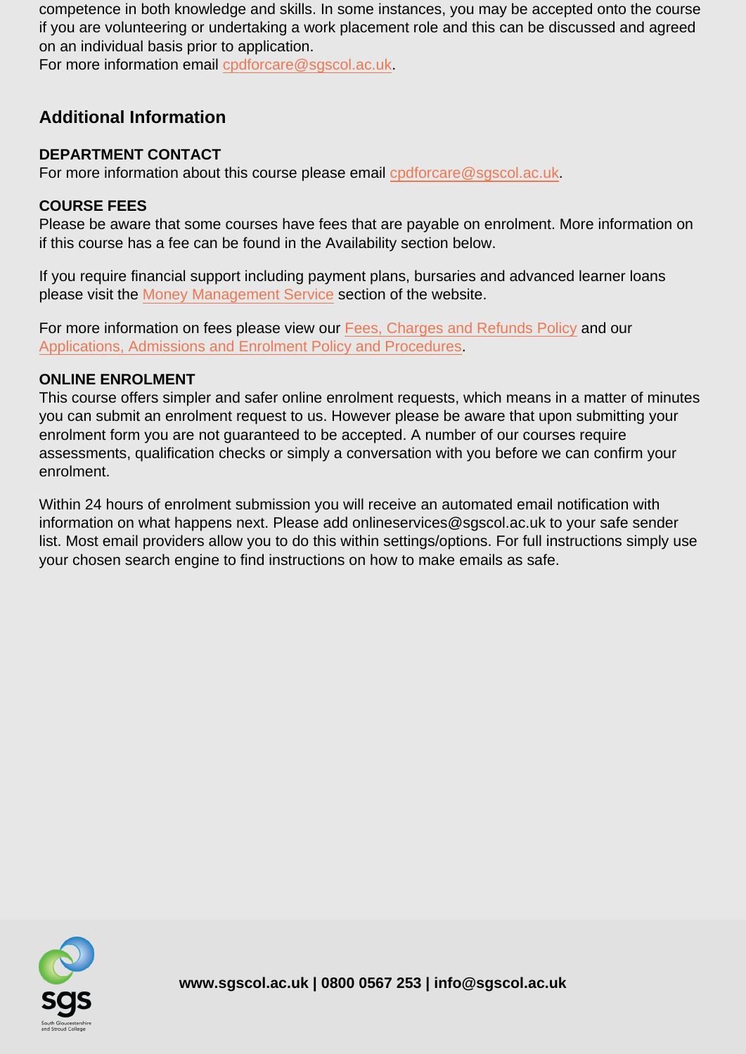competence in both knowledge and skills. In some instances, you may be accepted onto the course if you are volunteering or undertaking a work placement role and this can be discussed and agreed on an individual basis prior to application.
For more information email cpdforcare@sgscol.ac.uk.

## Additional Information

**DEPARTMENT CONTACT**
For more information about this course please email cpdforcare@sgscol.ac.uk.

**COURSE FEES**
Please be aware that some courses have fees that are payable on enrolment. More information on if this course has a fee can be found in the Availability section below.

If you require financial support including payment plans, bursaries and advanced learner loans please visit the Money Management Service section of the website.

For more information on fees please view our Fees, Charges and Refunds Policy and our Applications, Admissions and Enrolment Policy and Procedures.

**ONLINE ENROLMENT**
This course offers simpler and safer online enrolment requests, which means in a matter of minutes you can submit an enrolment request to us. However please be aware that upon submitting your enrolment form you are not guaranteed to be accepted. A number of our courses require assessments, qualification checks or simply a conversation with you before we can confirm your enrolment.

Within 24 hours of enrolment submission you will receive an automated email notification with information on what happens next. Please add onlineservices@sgscol.ac.uk to your safe sender list. Most email providers allow you to do this within settings/options. For full instructions simply use your chosen search engine to find instructions on how to make emails as safe.